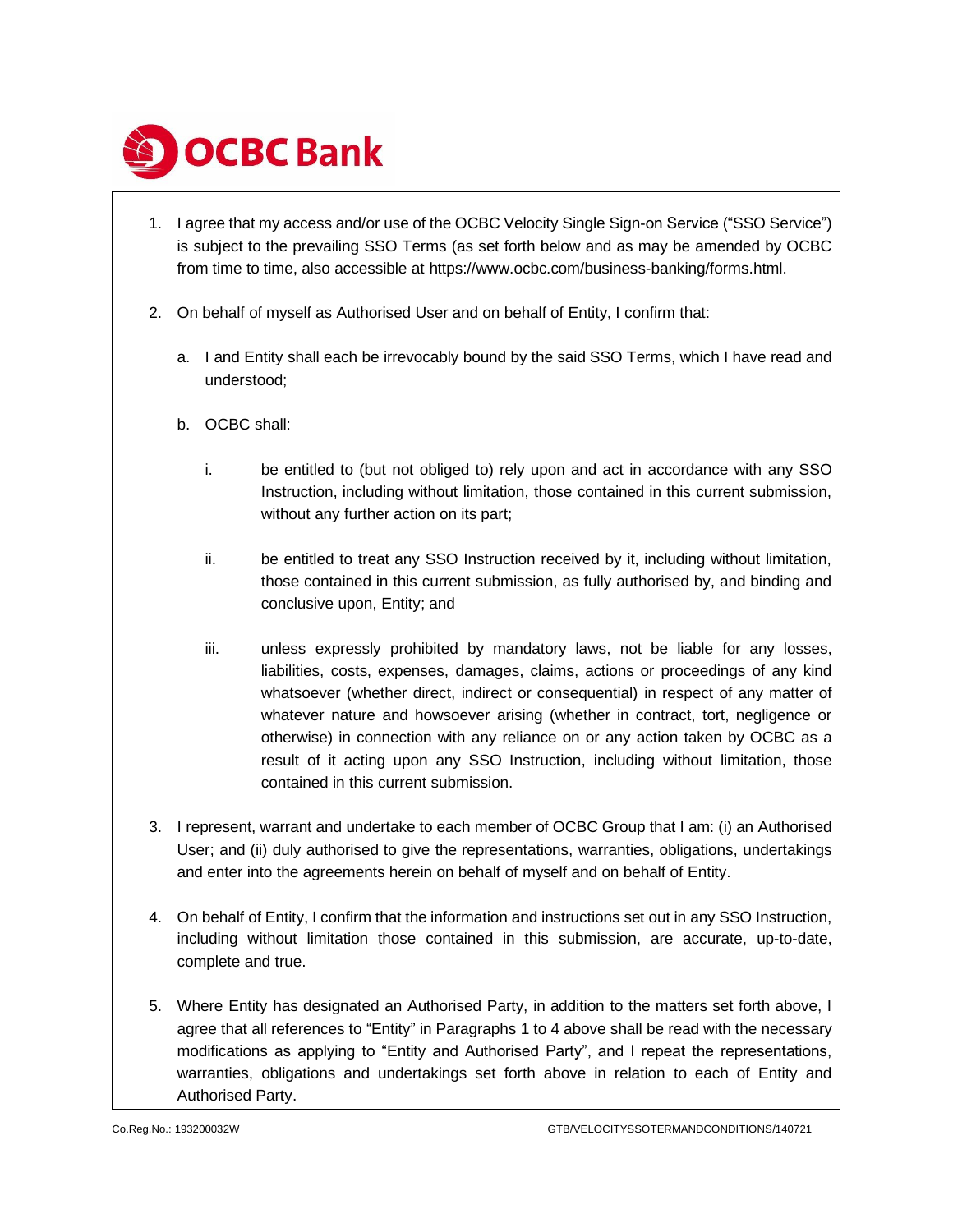OCBC Bank

1. I agree that my access and/or use of the OCBC Velocity Single Sign-on Service ("SSO Service") is subject to the prevailing SSO Terms (as set forth below and as may be amended by OCBC from time to time, also accessible at https://www.ocbc.com/business-banking/forms.html.

2. On behalf of myself as Authorised User and on behalf of Entity, I confirm that:

   a. I and Entity shall each be irrevocably bound by the said SSO Terms, which I have read and understood;

   b. OCBC shall:

      i. be entitled to (but not obliged to) rely upon and act in accordance with any SSO Instruction, including without limitation, those contained in this current submission, without any further action on its part;

      ii. be entitled to treat any SSO Instruction received by it, including without limitation, those contained in this current submission, as fully authorised by, and binding and conclusive upon, Entity; and

      iii. unless expressly prohibited by mandatory laws, not be liable for any losses, liabilities, costs, expenses, damages, claims, actions or proceedings of any kind whatsoever (whether direct, indirect or consequential) in respect of any matter of whatever nature and howsoever arising (whether in contract, tort, negligence or otherwise) in connection with any reliance on or any action taken by OCBC as a result of it acting upon any SSO Instruction, including without limitation, those contained in this current submission.

3. I represent, warrant and undertake to each member of OCBC Group that I am: (i) an Authorised User; and (ii) duly authorised to give the representations, warranties, obligations, undertakings and enter into the agreements herein on behalf of myself and on behalf of Entity.

4. On behalf of Entity, I confirm that the information and instructions set out in any SSO Instruction, including without limitation those contained in this submission, are accurate, up-to-date, complete and true.

5. Where Entity has designated an Authorised Party, in addition to the matters set forth above, I agree that all references to "Entity" in Paragraphs 1 to 4 above shall be read with the necessary modifications as applying to "Entity and Authorised Party", and I repeat the representations, warranties, obligations and undertakings set forth above in relation to each of Entity and Authorised Party.

Co.Reg.No.: 193200032W

GTB/VELOCITYSSOTERMANDCONDITIONS/140721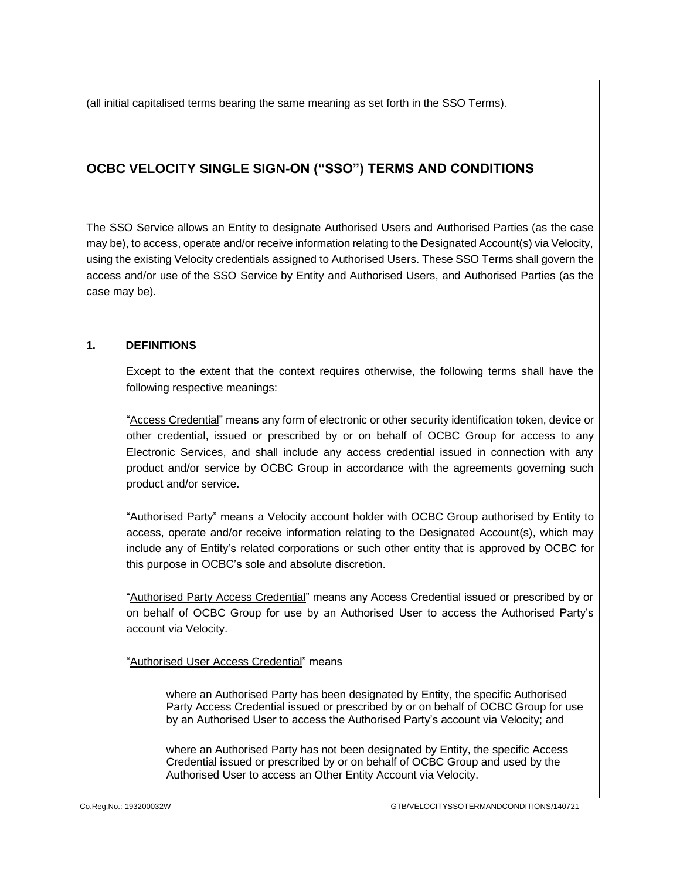(all initial capitalised terms bearing the same meaning as set forth in the SSO Terms).

## OCBC VELOCITY SINGLE SIGN-ON ("SSO") TERMS AND CONDITIONS

The SSO Service allows an Entity to designate Authorised Users and Authorised Parties (as the case may be), to access, operate and/or receive information relating to the Designated Account(s) via Velocity, using the existing Velocity credentials assigned to Authorised Users. These SSO Terms shall govern the access and/or use of the SSO Service by Entity and Authorised Users, and Authorised Parties (as the case may be).

### 1. DEFINITIONS

Except to the extent that the context requires otherwise, the following terms shall have the following respective meanings:

"Access Credential" means any form of electronic or other security identification token, device or other credential, issued or prescribed by or on behalf of OCBC Group for access to any Electronic Services, and shall include any access credential issued in connection with any product and/or service by OCBC Group in accordance with the agreements governing such product and/or service.

"Authorised Party" means a Velocity account holder with OCBC Group authorised by Entity to access, operate and/or receive information relating to the Designated Account(s), which may include any of Entity's related corporations or such other entity that is approved by OCBC for this purpose in OCBC's sole and absolute discretion.

"Authorised Party Access Credential" means any Access Credential issued or prescribed by or on behalf of OCBC Group for use by an Authorised User to access the Authorised Party's account via Velocity.

"Authorised User Access Credential" means

where an Authorised Party has been designated by Entity, the specific Authorised Party Access Credential issued or prescribed by or on behalf of OCBC Group for use by an Authorised User to access the Authorised Party's account via Velocity; and

where an Authorised Party has not been designated by Entity, the specific Access Credential issued or prescribed by or on behalf of OCBC Group and used by the Authorised User to access an Other Entity Account via Velocity.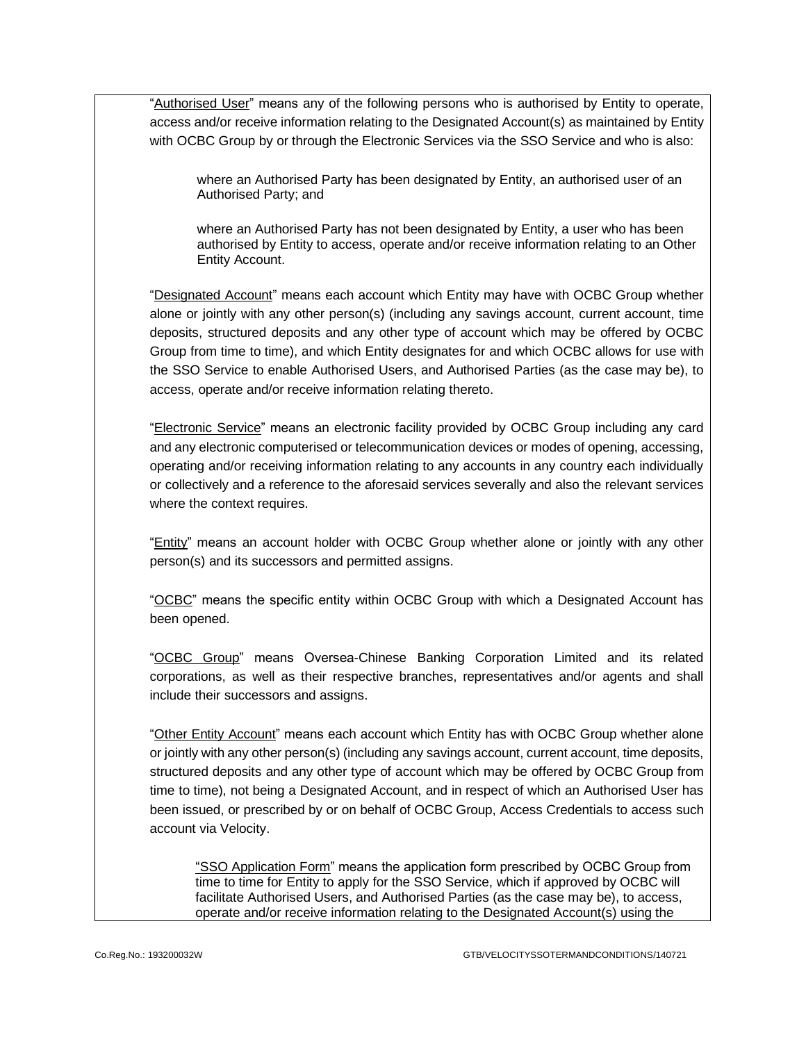"Authorised User" means any of the following persons who is authorised by Entity to operate, access and/or receive information relating to the Designated Account(s) as maintained by Entity with OCBC Group by or through the Electronic Services via the SSO Service and who is also:

where an Authorised Party has been designated by Entity, an authorised user of an Authorised Party; and

where an Authorised Party has not been designated by Entity, a user who has been authorised by Entity to access, operate and/or receive information relating to an Other Entity Account.

"Designated Account" means each account which Entity may have with OCBC Group whether alone or jointly with any other person(s) (including any savings account, current account, time deposits, structured deposits and any other type of account which may be offered by OCBC Group from time to time), and which Entity designates for and which OCBC allows for use with the SSO Service to enable Authorised Users, and Authorised Parties (as the case may be), to access, operate and/or receive information relating thereto.

"Electronic Service" means an electronic facility provided by OCBC Group including any card and any electronic computerised or telecommunication devices or modes of opening, accessing, operating and/or receiving information relating to any accounts in any country each individually or collectively and a reference to the aforesaid services severally and also the relevant services where the context requires.

"Entity" means an account holder with OCBC Group whether alone or jointly with any other person(s) and its successors and permitted assigns.

"OCBC" means the specific entity within OCBC Group with which a Designated Account has been opened.

"OCBC Group" means Oversea-Chinese Banking Corporation Limited and its related corporations, as well as their respective branches, representatives and/or agents and shall include their successors and assigns.

"Other Entity Account" means each account which Entity has with OCBC Group whether alone or jointly with any other person(s) (including any savings account, current account, time deposits, structured deposits and any other type of account which may be offered by OCBC Group from time to time), not being a Designated Account, and in respect of which an Authorised User has been issued, or prescribed by or on behalf of OCBC Group, Access Credentials to access such account via Velocity.

"SSO Application Form" means the application form prescribed by OCBC Group from time to time for Entity to apply for the SSO Service, which if approved by OCBC will facilitate Authorised Users, and Authorised Parties (as the case may be), to access, operate and/or receive information relating to the Designated Account(s) using the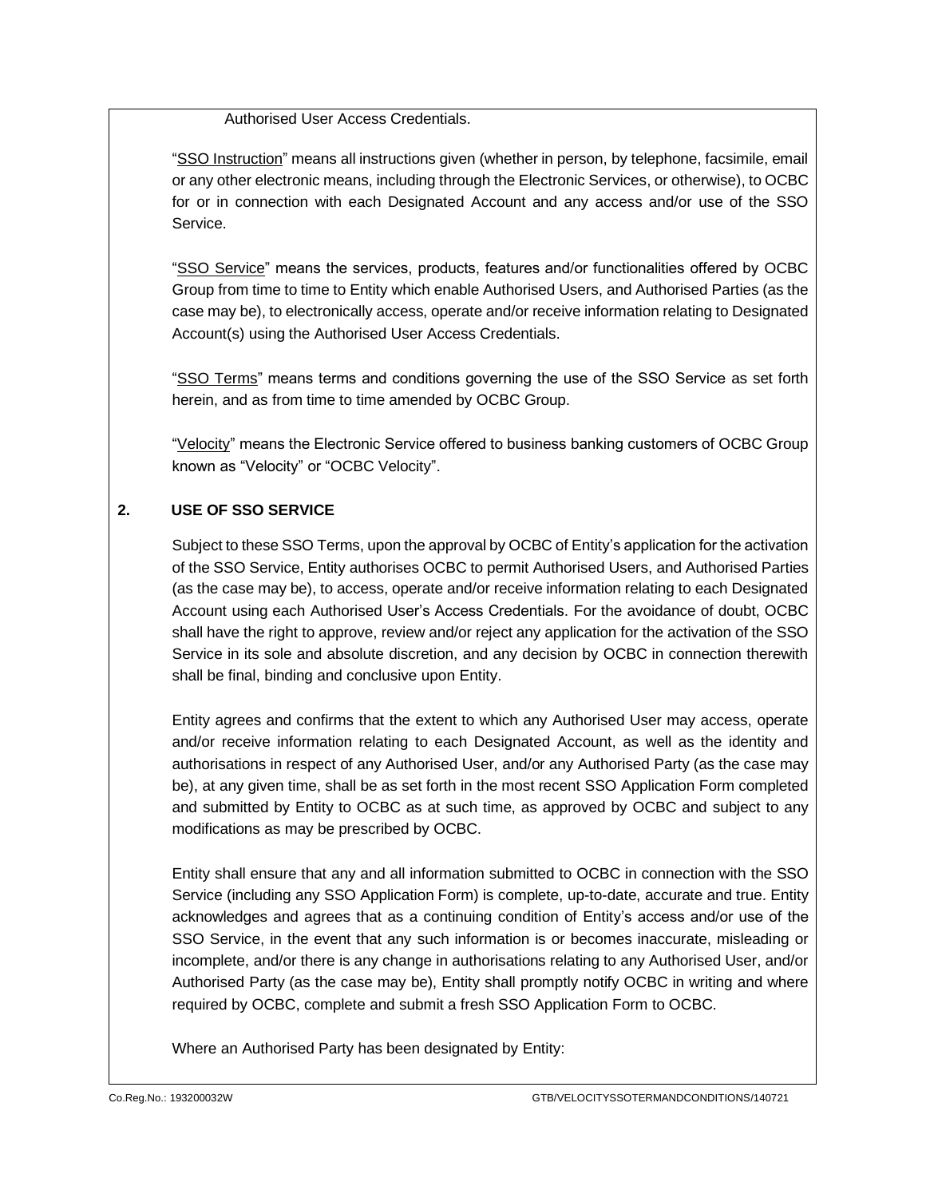Authorised User Access Credentials.

"<u>SSO Instruction</u>" means all instructions given (whether in person, by telephone, facsimile, email or any other electronic means, including through the Electronic Services, or otherwise), to OCBC for or in connection with each Designated Account and any access and/or use of the SSO Service.

"<u>SSO Service</u>" means the services, products, features and/or functionalities offered by OCBC Group from time to time to Entity which enable Authorised Users, and Authorised Parties (as the case may be), to electronically access, operate and/or receive information relating to Designated Account(s) using the Authorised User Access Credentials.

"<u>SSO Terms</u>" means terms and conditions governing the use of the SSO Service as set forth herein, and as from time to time amended by OCBC Group.

"<u>Velocity</u>" means the Electronic Service offered to business banking customers of OCBC Group known as "Velocity" or "OCBC Velocity".

## 2. USE OF SSO SERVICE

Subject to these SSO Terms, upon the approval by OCBC of Entity's application for the activation of the SSO Service, Entity authorises OCBC to permit Authorised Users, and Authorised Parties (as the case may be), to access, operate and/or receive information relating to each Designated Account using each Authorised User's Access Credentials. For the avoidance of doubt, OCBC shall have the right to approve, review and/or reject any application for the activation of the SSO Service in its sole and absolute discretion, and any decision by OCBC in connection therewith shall be final, binding and conclusive upon Entity.

Entity agrees and confirms that the extent to which any Authorised User may access, operate and/or receive information relating to each Designated Account, as well as the identity and authorisations in respect of any Authorised User, and/or any Authorised Party (as the case may be), at any given time, shall be as set forth in the most recent SSO Application Form completed and submitted by Entity to OCBC as at such time, as approved by OCBC and subject to any modifications as may be prescribed by OCBC.

Entity shall ensure that any and all information submitted to OCBC in connection with the SSO Service (including any SSO Application Form) is complete, up-to-date, accurate and true. Entity acknowledges and agrees that as a continuing condition of Entity's access and/or use of the SSO Service, in the event that any such information is or becomes inaccurate, misleading or incomplete, and/or there is any change in authorisations relating to any Authorised User, and/or Authorised Party (as the case may be), Entity shall promptly notify OCBC in writing and where required by OCBC, complete and submit a fresh SSO Application Form to OCBC.

Where an Authorised Party has been designated by Entity: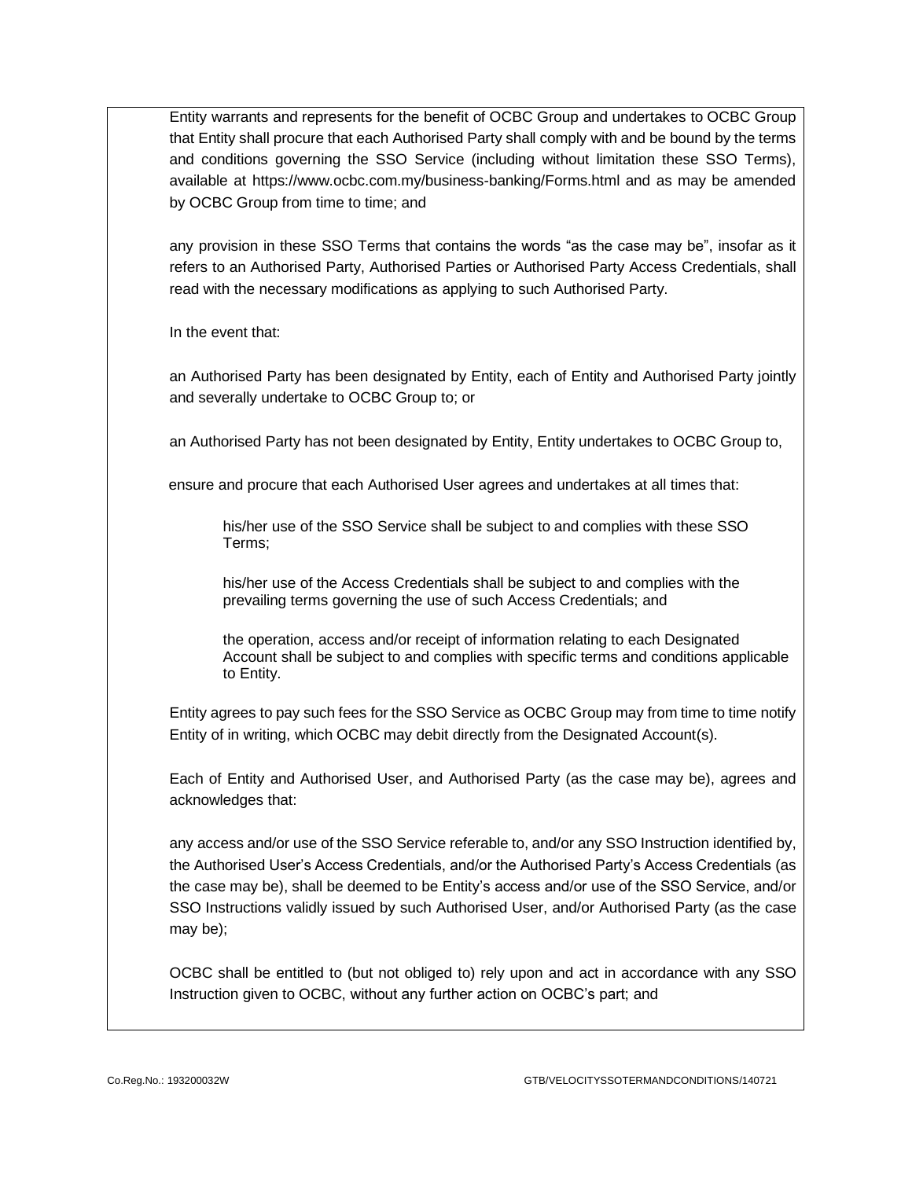Entity warrants and represents for the benefit of OCBC Group and undertakes to OCBC Group that Entity shall procure that each Authorised Party shall comply with and be bound by the terms and conditions governing the SSO Service (including without limitation these SSO Terms), available at https://www.ocbc.com.my/business-banking/Forms.html and as may be amended by OCBC Group from time to time; and

any provision in these SSO Terms that contains the words "as the case may be", insofar as it refers to an Authorised Party, Authorised Parties or Authorised Party Access Credentials, shall read with the necessary modifications as applying to such Authorised Party.

In the event that:

an Authorised Party has been designated by Entity, each of Entity and Authorised Party jointly and severally undertake to OCBC Group to; or

an Authorised Party has not been designated by Entity, Entity undertakes to OCBC Group to,

ensure and procure that each Authorised User agrees and undertakes at all times that:

his/her use of the SSO Service shall be subject to and complies with these SSO Terms;

his/her use of the Access Credentials shall be subject to and complies with the prevailing terms governing the use of such Access Credentials; and

the operation, access and/or receipt of information relating to each Designated Account shall be subject to and complies with specific terms and conditions applicable to Entity.

Entity agrees to pay such fees for the SSO Service as OCBC Group may from time to time notify Entity of in writing, which OCBC may debit directly from the Designated Account(s).

Each of Entity and Authorised User, and Authorised Party (as the case may be), agrees and acknowledges that:

any access and/or use of the SSO Service referable to, and/or any SSO Instruction identified by, the Authorised User's Access Credentials, and/or the Authorised Party's Access Credentials (as the case may be), shall be deemed to be Entity's access and/or use of the SSO Service, and/or SSO Instructions validly issued by such Authorised User, and/or Authorised Party (as the case may be);

OCBC shall be entitled to (but not obliged to) rely upon and act in accordance with any SSO Instruction given to OCBC, without any further action on OCBC's part; and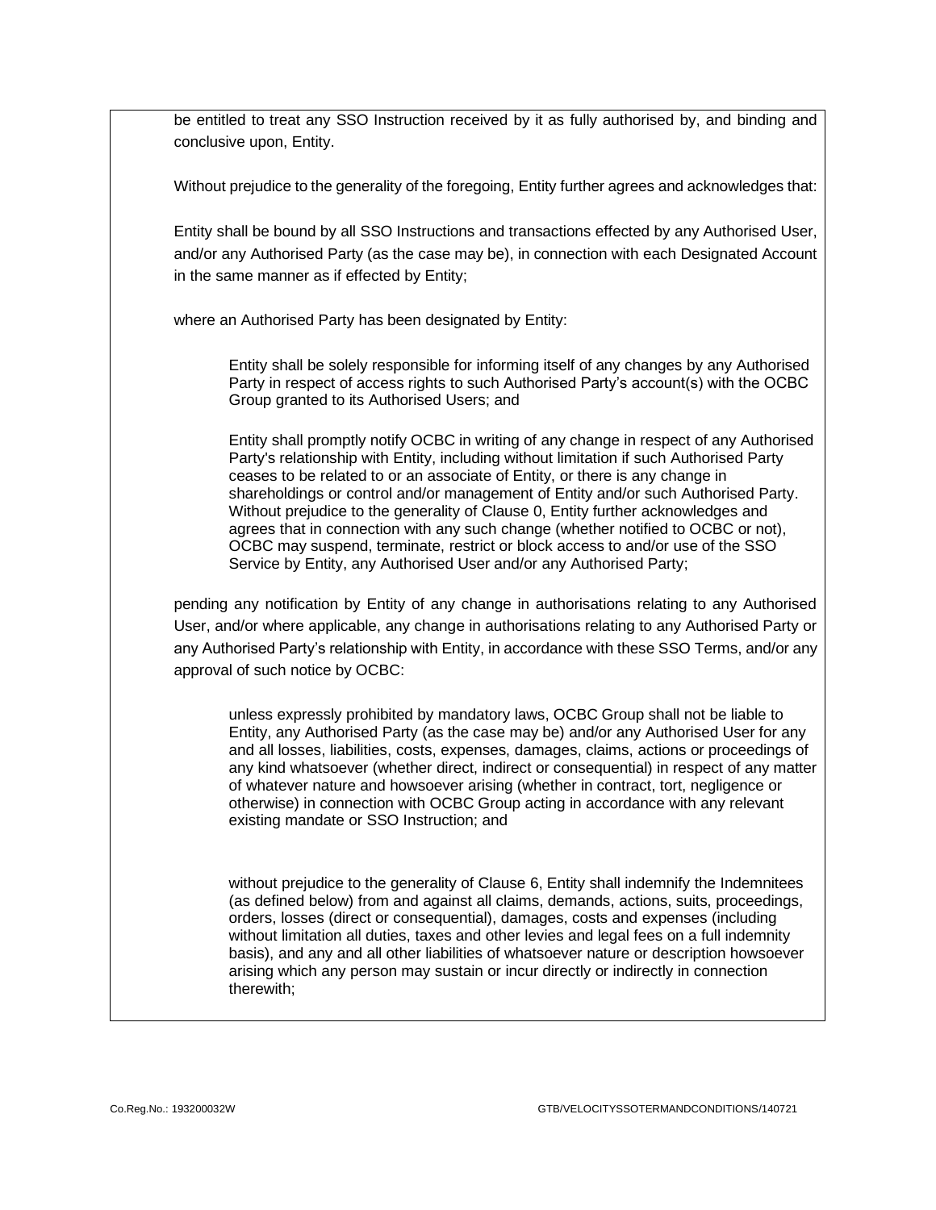be entitled to treat any SSO Instruction received by it as fully authorised by, and binding and conclusive upon, Entity.

Without prejudice to the generality of the foregoing, Entity further agrees and acknowledges that:

Entity shall be bound by all SSO Instructions and transactions effected by any Authorised User, and/or any Authorised Party (as the case may be), in connection with each Designated Account in the same manner as if effected by Entity;

where an Authorised Party has been designated by Entity:

> Entity shall be solely responsible for informing itself of any changes by any Authorised Party in respect of access rights to such Authorised Party's account(s) with the OCBC Group granted to its Authorised Users; and
>
> Entity shall promptly notify OCBC in writing of any change in respect of any Authorised Party's relationship with Entity, including without limitation if such Authorised Party ceases to be related to or an associate of Entity, or there is any change in shareholdings or control and/or management of Entity and/or such Authorised Party. Without prejudice to the generality of Clause 0, Entity further acknowledges and agrees that in connection with any such change (whether notified to OCBC or not), OCBC may suspend, terminate, restrict or block access to and/or use of the SSO Service by Entity, any Authorised User and/or any Authorised Party;

pending any notification by Entity of any change in authorisations relating to any Authorised User, and/or where applicable, any change in authorisations relating to any Authorised Party or any Authorised Party's relationship with Entity, in accordance with these SSO Terms, and/or any approval of such notice by OCBC:

> unless expressly prohibited by mandatory laws, OCBC Group shall not be liable to Entity, any Authorised Party (as the case may be) and/or any Authorised User for any and all losses, liabilities, costs, expenses, damages, claims, actions or proceedings of any kind whatsoever (whether direct, indirect or consequential) in respect of any matter of whatever nature and howsoever arising (whether in contract, tort, negligence or otherwise) in connection with OCBC Group acting in accordance with any relevant existing mandate or SSO Instruction; and
>
> without prejudice to the generality of Clause 6, Entity shall indemnify the Indemnitees (as defined below) from and against all claims, demands, actions, suits, proceedings, orders, losses (direct or consequential), damages, costs and expenses (including without limitation all duties, taxes and other levies and legal fees on a full indemnity basis), and any and all other liabilities of whatsoever nature or description howsoever arising which any person may sustain or incur directly or indirectly in connection therewith;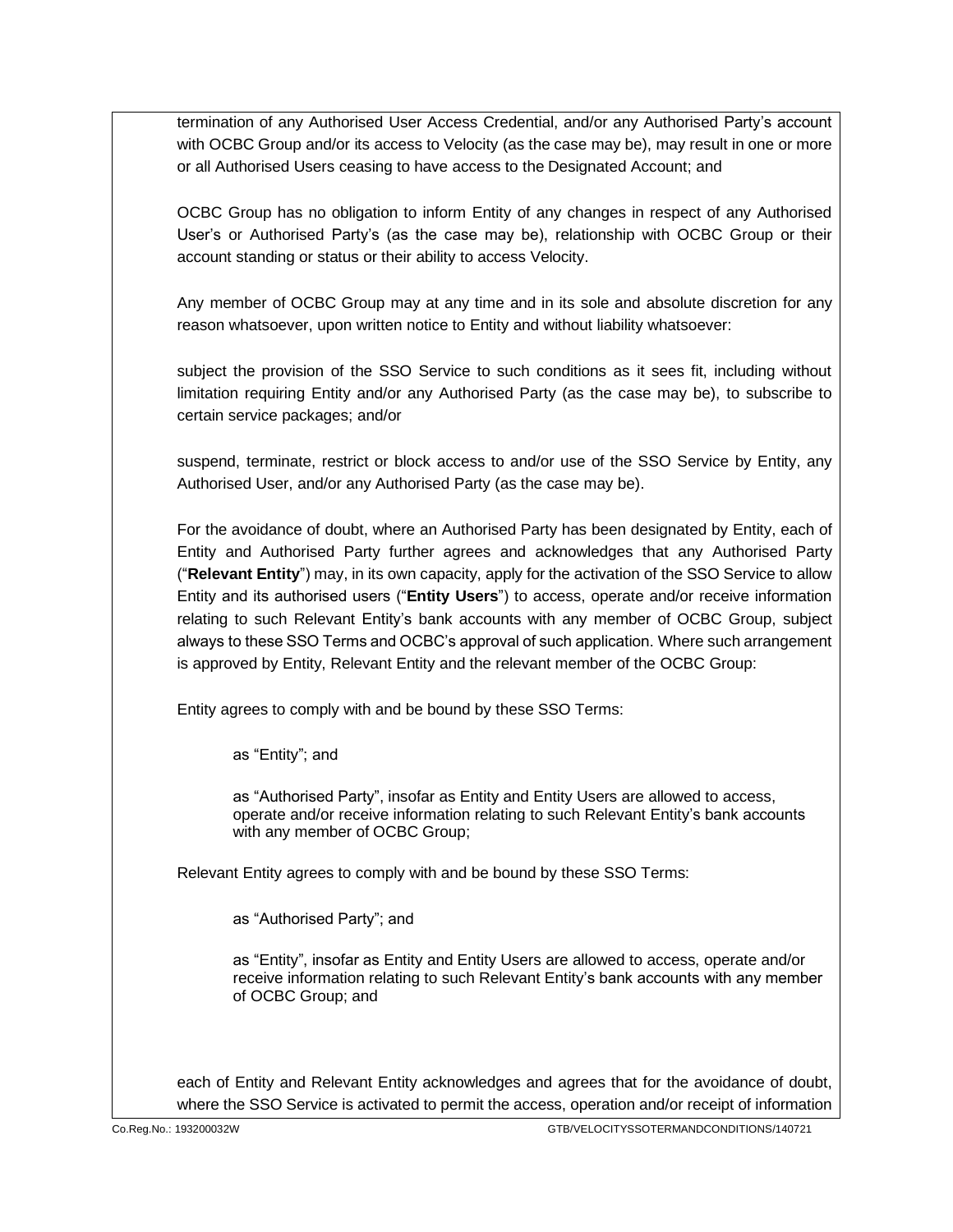termination of any Authorised User Access Credential, and/or any Authorised Party's account with OCBC Group and/or its access to Velocity (as the case may be), may result in one or more or all Authorised Users ceasing to have access to the Designated Account; and

OCBC Group has no obligation to inform Entity of any changes in respect of any Authorised User's or Authorised Party's (as the case may be), relationship with OCBC Group or their account standing or status or their ability to access Velocity.

Any member of OCBC Group may at any time and in its sole and absolute discretion for any reason whatsoever, upon written notice to Entity and without liability whatsoever:

subject the provision of the SSO Service to such conditions as it sees fit, including without limitation requiring Entity and/or any Authorised Party (as the case may be), to subscribe to certain service packages; and/or

suspend, terminate, restrict or block access to and/or use of the SSO Service by Entity, any Authorised User, and/or any Authorised Party (as the case may be).

For the avoidance of doubt, where an Authorised Party has been designated by Entity, each of Entity and Authorised Party further agrees and acknowledges that any Authorised Party ("**Relevant Entity**") may, in its own capacity, apply for the activation of the SSO Service to allow Entity and its authorised users ("**Entity Users**") to access, operate and/or receive information relating to such Relevant Entity's bank accounts with any member of OCBC Group, subject always to these SSO Terms and OCBC's approval of such application. Where such arrangement is approved by Entity, Relevant Entity and the relevant member of the OCBC Group:

Entity agrees to comply with and be bound by these SSO Terms:

> as "Entity"; and
>
> as "Authorised Party", insofar as Entity and Entity Users are allowed to access, operate and/or receive information relating to such Relevant Entity's bank accounts with any member of OCBC Group;

Relevant Entity agrees to comply with and be bound by these SSO Terms:

> as "Authorised Party"; and
>
> as "Entity", insofar as Entity and Entity Users are allowed to access, operate and/or receive information relating to such Relevant Entity's bank accounts with any member of OCBC Group; and

each of Entity and Relevant Entity acknowledges and agrees that for the avoidance of doubt, where the SSO Service is activated to permit the access, operation and/or receipt of information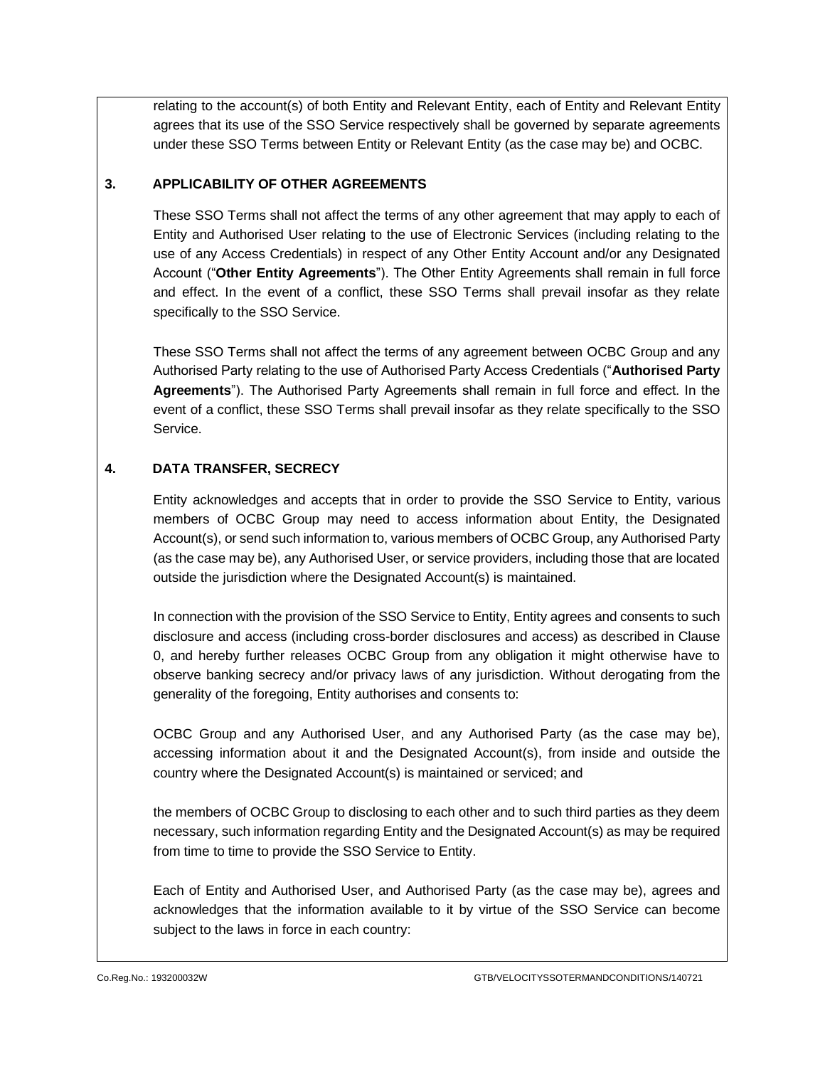relating to the account(s) of both Entity and Relevant Entity, each of Entity and Relevant Entity agrees that its use of the SSO Service respectively shall be governed by separate agreements under these SSO Terms between Entity or Relevant Entity (as the case may be) and OCBC.

## 3. APPLICABILITY OF OTHER AGREEMENTS

These SSO Terms shall not affect the terms of any other agreement that may apply to each of Entity and Authorised User relating to the use of Electronic Services (including relating to the use of any Access Credentials) in respect of any Other Entity Account and/or any Designated Account ("**Other Entity Agreements**"). The Other Entity Agreements shall remain in full force and effect. In the event of a conflict, these SSO Terms shall prevail insofar as they relate specifically to the SSO Service.

These SSO Terms shall not affect the terms of any agreement between OCBC Group and any Authorised Party relating to the use of Authorised Party Access Credentials ("**Authorised Party Agreements**"). The Authorised Party Agreements shall remain in full force and effect. In the event of a conflict, these SSO Terms shall prevail insofar as they relate specifically to the SSO Service.

## 4. DATA TRANSFER, SECRECY

Entity acknowledges and accepts that in order to provide the SSO Service to Entity, various members of OCBC Group may need to access information about Entity, the Designated Account(s), or send such information to, various members of OCBC Group, any Authorised Party (as the case may be), any Authorised User, or service providers, including those that are located outside the jurisdiction where the Designated Account(s) is maintained.

In connection with the provision of the SSO Service to Entity, Entity agrees and consents to such disclosure and access (including cross-border disclosures and access) as described in Clause 0, and hereby further releases OCBC Group from any obligation it might otherwise have to observe banking secrecy and/or privacy laws of any jurisdiction. Without derogating from the generality of the foregoing, Entity authorises and consents to:

OCBC Group and any Authorised User, and any Authorised Party (as the case may be), accessing information about it and the Designated Account(s), from inside and outside the country where the Designated Account(s) is maintained or serviced; and

the members of OCBC Group to disclosing to each other and to such third parties as they deem necessary, such information regarding Entity and the Designated Account(s) as may be required from time to time to provide the SSO Service to Entity.

Each of Entity and Authorised User, and Authorised Party (as the case may be), agrees and acknowledges that the information available to it by virtue of the SSO Service can become subject to the laws in force in each country: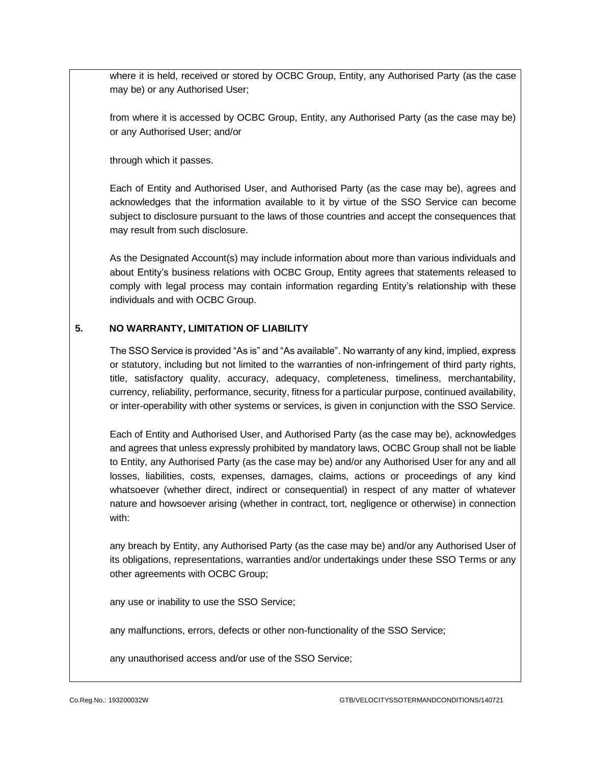where it is held, received or stored by OCBC Group, Entity, any Authorised Party (as the case may be) or any Authorised User;

from where it is accessed by OCBC Group, Entity, any Authorised Party (as the case may be) or any Authorised User; and/or

through which it passes.

Each of Entity and Authorised User, and Authorised Party (as the case may be), agrees and acknowledges that the information available to it by virtue of the SSO Service can become subject to disclosure pursuant to the laws of those countries and accept the consequences that may result from such disclosure.

As the Designated Account(s) may include information about more than various individuals and about Entity's business relations with OCBC Group, Entity agrees that statements released to comply with legal process may contain information regarding Entity's relationship with these individuals and with OCBC Group.

## 5. NO WARRANTY, LIMITATION OF LIABILITY

The SSO Service is provided "As is" and "As available". No warranty of any kind, implied, express or statutory, including but not limited to the warranties of non-infringement of third party rights, title, satisfactory quality, accuracy, adequacy, completeness, timeliness, merchantability, currency, reliability, performance, security, fitness for a particular purpose, continued availability, or inter-operability with other systems or services, is given in conjunction with the SSO Service.

Each of Entity and Authorised User, and Authorised Party (as the case may be), acknowledges and agrees that unless expressly prohibited by mandatory laws, OCBC Group shall not be liable to Entity, any Authorised Party (as the case may be) and/or any Authorised User for any and all losses, liabilities, costs, expenses, damages, claims, actions or proceedings of any kind whatsoever (whether direct, indirect or consequential) in respect of any matter of whatever nature and howsoever arising (whether in contract, tort, negligence or otherwise) in connection with:

any breach by Entity, any Authorised Party (as the case may be) and/or any Authorised User of its obligations, representations, warranties and/or undertakings under these SSO Terms or any other agreements with OCBC Group;

any use or inability to use the SSO Service;

any malfunctions, errors, defects or other non-functionality of the SSO Service;

any unauthorised access and/or use of the SSO Service;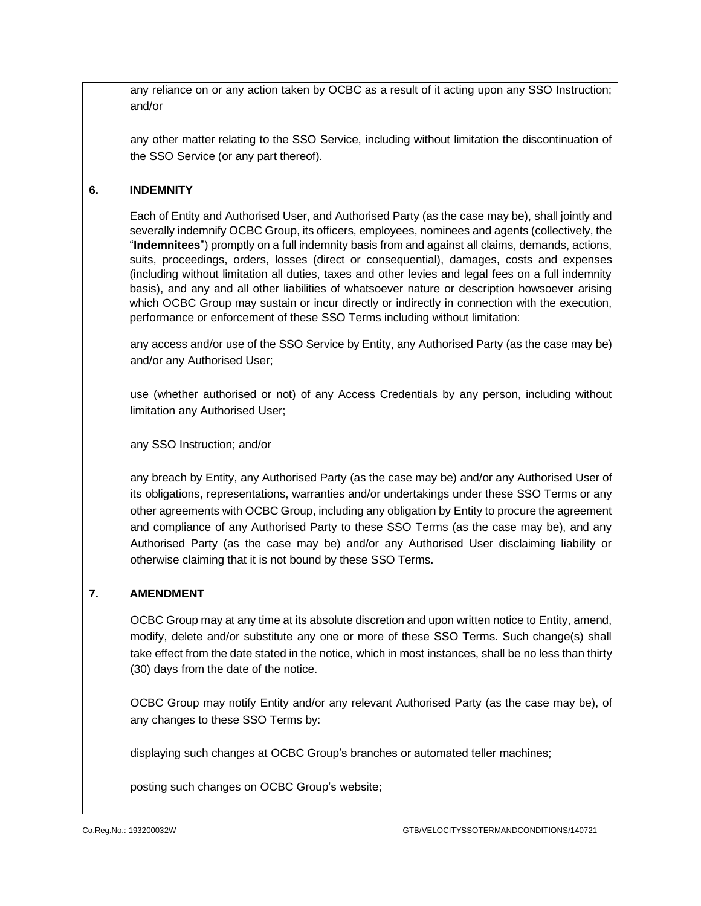any reliance on or any action taken by OCBC as a result of it acting upon any SSO Instruction; and/or

any other matter relating to the SSO Service, including without limitation the discontinuation of the SSO Service (or any part thereof).

## 6. INDEMNITY

Each of Entity and Authorised User, and Authorised Party (as the case may be), shall jointly and severally indemnify OCBC Group, its officers, employees, nominees and agents (collectively, the "**Indemnitees**") promptly on a full indemnity basis from and against all claims, demands, actions, suits, proceedings, orders, losses (direct or consequential), damages, costs and expenses (including without limitation all duties, taxes and other levies and legal fees on a full indemnity basis), and any and all other liabilities of whatsoever nature or description howsoever arising which OCBC Group may sustain or incur directly or indirectly in connection with the execution, performance or enforcement of these SSO Terms including without limitation:

any access and/or use of the SSO Service by Entity, any Authorised Party (as the case may be) and/or any Authorised User;

use (whether authorised or not) of any Access Credentials by any person, including without limitation any Authorised User;

any SSO Instruction; and/or

any breach by Entity, any Authorised Party (as the case may be) and/or any Authorised User of its obligations, representations, warranties and/or undertakings under these SSO Terms or any other agreements with OCBC Group, including any obligation by Entity to procure the agreement and compliance of any Authorised Party to these SSO Terms (as the case may be), and any Authorised Party (as the case may be) and/or any Authorised User disclaiming liability or otherwise claiming that it is not bound by these SSO Terms.

## 7. AMENDMENT

OCBC Group may at any time at its absolute discretion and upon written notice to Entity, amend, modify, delete and/or substitute any one or more of these SSO Terms. Such change(s) shall take effect from the date stated in the notice, which in most instances, shall be no less than thirty (30) days from the date of the notice.

OCBC Group may notify Entity and/or any relevant Authorised Party (as the case may be), of any changes to these SSO Terms by:

displaying such changes at OCBC Group's branches or automated teller machines;

posting such changes on OCBC Group's website;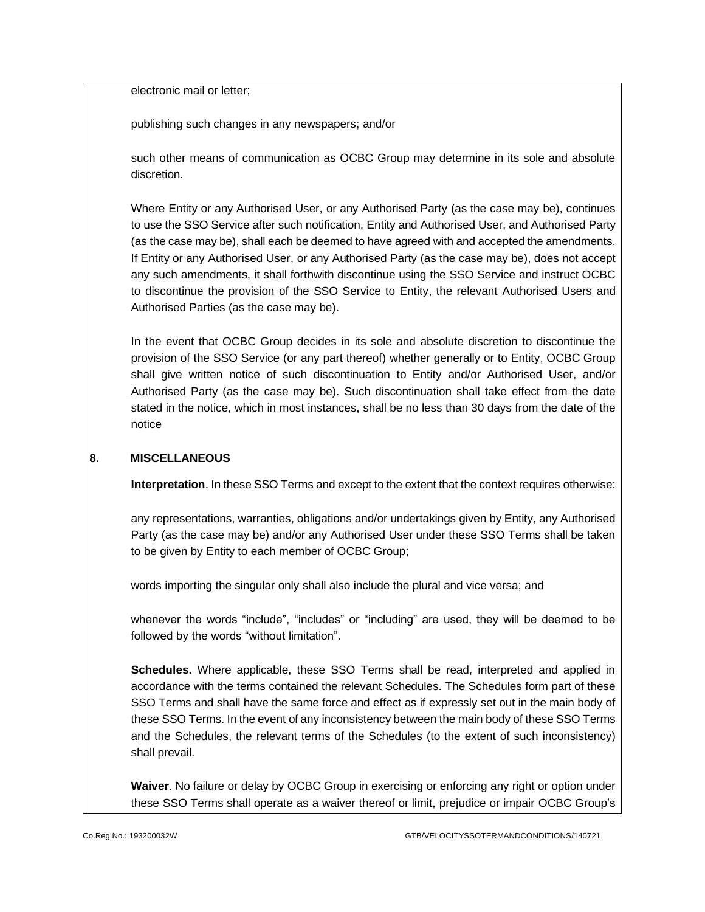electronic mail or letter;

publishing such changes in any newspapers; and/or

such other means of communication as OCBC Group may determine in its sole and absolute discretion.

Where Entity or any Authorised User, or any Authorised Party (as the case may be), continues to use the SSO Service after such notification, Entity and Authorised User, and Authorised Party (as the case may be), shall each be deemed to have agreed with and accepted the amendments. If Entity or any Authorised User, or any Authorised Party (as the case may be), does not accept any such amendments, it shall forthwith discontinue using the SSO Service and instruct OCBC to discontinue the provision of the SSO Service to Entity, the relevant Authorised Users and Authorised Parties (as the case may be).

In the event that OCBC Group decides in its sole and absolute discretion to discontinue the provision of the SSO Service (or any part thereof) whether generally or to Entity, OCBC Group shall give written notice of such discontinuation to Entity and/or Authorised User, and/or Authorised Party (as the case may be). Such discontinuation shall take effect from the date stated in the notice, which in most instances, shall be no less than 30 days from the date of the notice

## 8. MISCELLANEOUS

**Interpretation**. In these SSO Terms and except to the extent that the context requires otherwise:

any representations, warranties, obligations and/or undertakings given by Entity, any Authorised Party (as the case may be) and/or any Authorised User under these SSO Terms shall be taken to be given by Entity to each member of OCBC Group;

words importing the singular only shall also include the plural and vice versa; and

whenever the words "include", "includes" or "including" are used, they will be deemed to be followed by the words "without limitation".

**Schedules.** Where applicable, these SSO Terms shall be read, interpreted and applied in accordance with the terms contained the relevant Schedules. The Schedules form part of these SSO Terms and shall have the same force and effect as if expressly set out in the main body of these SSO Terms. In the event of any inconsistency between the main body of these SSO Terms and the Schedules, the relevant terms of the Schedules (to the extent of such inconsistency) shall prevail.

**Waiver**. No failure or delay by OCBC Group in exercising or enforcing any right or option under these SSO Terms shall operate as a waiver thereof or limit, prejudice or impair OCBC Group's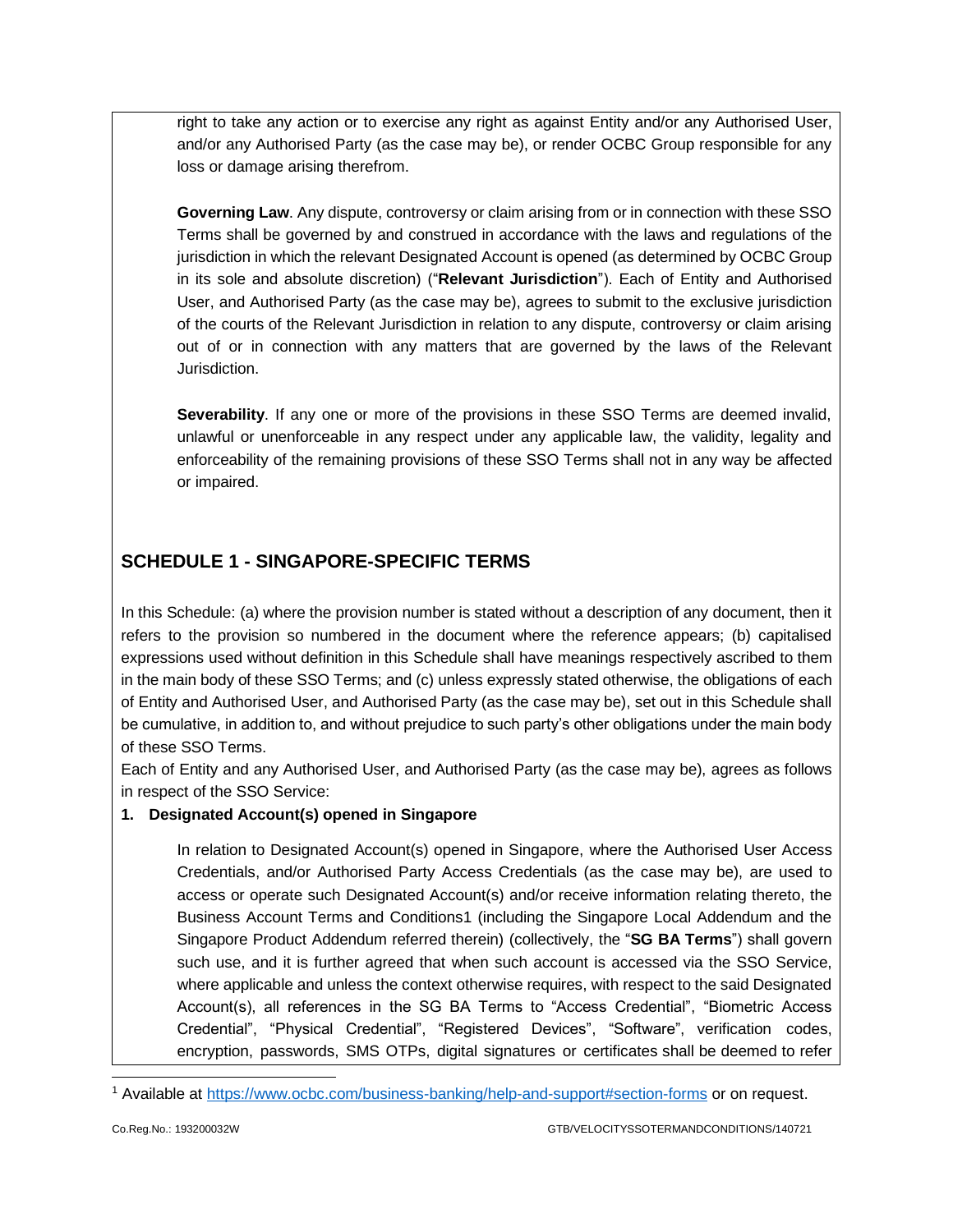right to take any action or to exercise any right as against Entity and/or any Authorised User, and/or any Authorised Party (as the case may be), or render OCBC Group responsible for any loss or damage arising therefrom.

**Governing Law**. Any dispute, controversy or claim arising from or in connection with these SSO Terms shall be governed by and construed in accordance with the laws and regulations of the jurisdiction in which the relevant Designated Account is opened (as determined by OCBC Group in its sole and absolute discretion) ("**Relevant Jurisdiction**"). Each of Entity and Authorised User, and Authorised Party (as the case may be), agrees to submit to the exclusive jurisdiction of the courts of the Relevant Jurisdiction in relation to any dispute, controversy or claim arising out of or in connection with any matters that are governed by the laws of the Relevant Jurisdiction.

**Severability**. If any one or more of the provisions in these SSO Terms are deemed invalid, unlawful or unenforceable in any respect under any applicable law, the validity, legality and enforceability of the remaining provisions of these SSO Terms shall not in any way be affected or impaired.

## SCHEDULE 1 - SINGAPORE-SPECIFIC TERMS

In this Schedule: (a) where the provision number is stated without a description of any document, then it refers to the provision so numbered in the document where the reference appears; (b) capitalised expressions used without definition in this Schedule shall have meanings respectively ascribed to them in the main body of these SSO Terms; and (c) unless expressly stated otherwise, the obligations of each of Entity and Authorised User, and Authorised Party (as the case may be), set out in this Schedule shall be cumulative, in addition to, and without prejudice to such party's other obligations under the main body of these SSO Terms.

Each of Entity and any Authorised User, and Authorised Party (as the case may be), agrees as follows in respect of the SSO Service:

**1. Designated Account(s) opened in Singapore**

In relation to Designated Account(s) opened in Singapore, where the Authorised User Access Credentials, and/or Authorised Party Access Credentials (as the case may be), are used to access or operate such Designated Account(s) and/or receive information relating thereto, the Business Account Terms and Conditions[1] (including the Singapore Local Addendum and the Singapore Product Addendum referred therein) (collectively, the "**SG BA Terms**") shall govern such use, and it is further agreed that when such account is accessed via the SSO Service, where applicable and unless the context otherwise requires, with respect to the said Designated Account(s), all references in the SG BA Terms to "Access Credential", "Biometric Access Credential", "Physical Credential", "Registered Devices", "Software", verification codes, encryption, passwords, SMS OTPs, digital signatures or certificates shall be deemed to refer

[1] Available at https://www.ocbc.com/business-banking/help-and-support#section-forms or on request.

Co.Reg.No.: 193200032W GTB/VELOCITYSSOTERMANDCONDITIONS/140721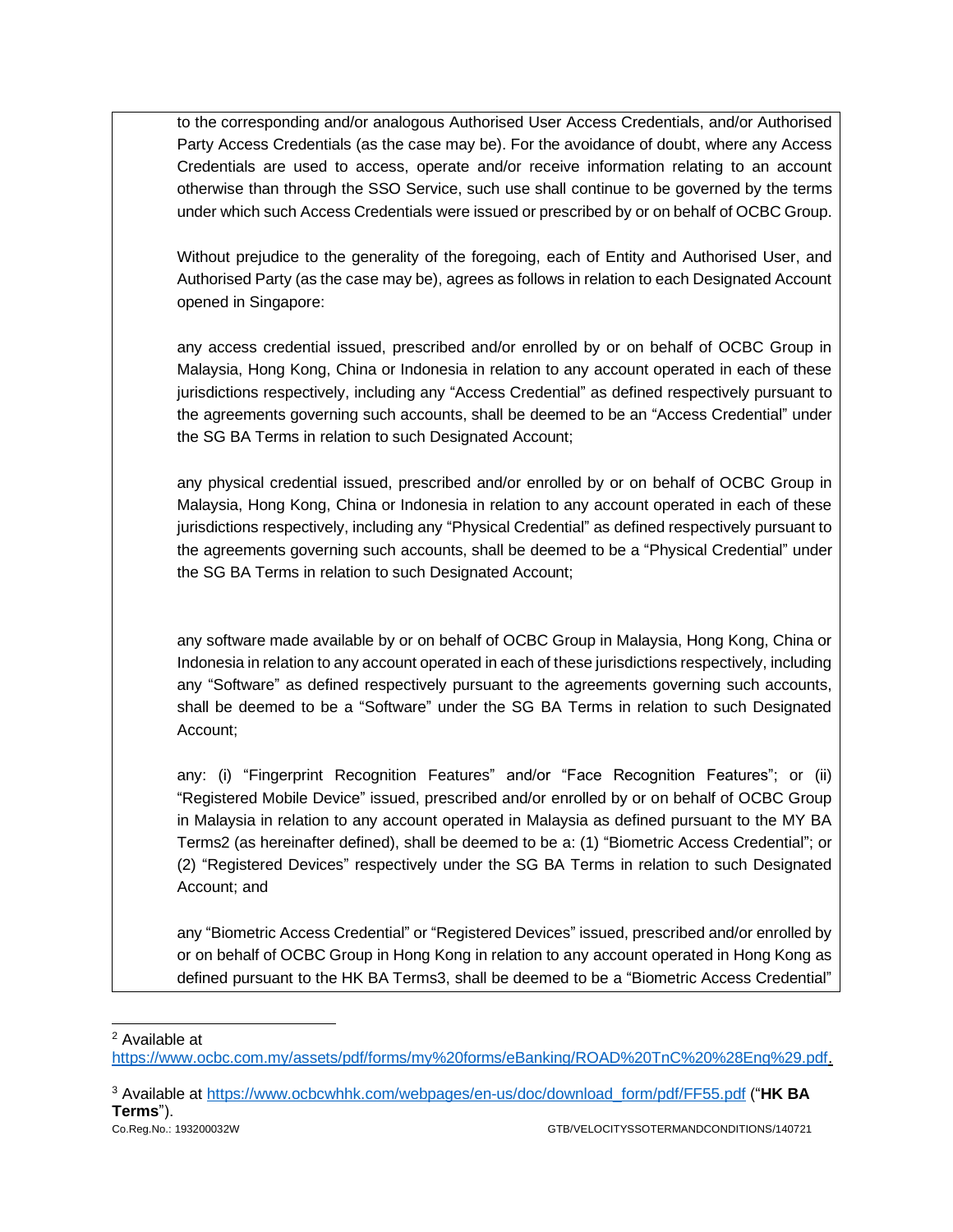to the corresponding and/or analogous Authorised User Access Credentials, and/or Authorised Party Access Credentials (as the case may be). For the avoidance of doubt, where any Access Credentials are used to access, operate and/or receive information relating to an account otherwise than through the SSO Service, such use shall continue to be governed by the terms under which such Access Credentials were issued or prescribed by or on behalf of OCBC Group.

Without prejudice to the generality of the foregoing, each of Entity and Authorised User, and Authorised Party (as the case may be), agrees as follows in relation to each Designated Account opened in Singapore:

any access credential issued, prescribed and/or enrolled by or on behalf of OCBC Group in Malaysia, Hong Kong, China or Indonesia in relation to any account operated in each of these jurisdictions respectively, including any "Access Credential" as defined respectively pursuant to the agreements governing such accounts, shall be deemed to be an "Access Credential" under the SG BA Terms in relation to such Designated Account;

any physical credential issued, prescribed and/or enrolled by or on behalf of OCBC Group in Malaysia, Hong Kong, China or Indonesia in relation to any account operated in each of these jurisdictions respectively, including any "Physical Credential" as defined respectively pursuant to the agreements governing such accounts, shall be deemed to be a "Physical Credential" under the SG BA Terms in relation to such Designated Account;

any software made available by or on behalf of OCBC Group in Malaysia, Hong Kong, China or Indonesia in relation to any account operated in each of these jurisdictions respectively, including any "Software" as defined respectively pursuant to the agreements governing such accounts, shall be deemed to be a "Software" under the SG BA Terms in relation to such Designated Account;

any: (i) "Fingerprint Recognition Features" and/or "Face Recognition Features"; or (ii) "Registered Mobile Device" issued, prescribed and/or enrolled by or on behalf of OCBC Group in Malaysia in relation to any account operated in Malaysia as defined pursuant to the MY BA Terms[2] (as hereinafter defined), shall be deemed to be a: (1) "Biometric Access Credential"; or (2) "Registered Devices" respectively under the SG BA Terms in relation to such Designated Account; and

any "Biometric Access Credential" or "Registered Devices" issued, prescribed and/or enrolled by or on behalf of OCBC Group in Hong Kong in relation to any account operated in Hong Kong as defined pursuant to the HK BA Terms[3], shall be deemed to be a "Biometric Access Credential"

---

[2] Available at https://www.ocbc.com.my/assets/pdf/forms/my%20forms/eBanking/ROAD%20TnC%20%28Eng%29.pdf.

[3] Available at https://www.ocbcwhhk.com/webpages/en-us/doc/download_form/pdf/FF55.pdf ("**HK BA Terms**").

Co.Reg.No.: 193200032W GTB/VELOCITYSSOTERMANDCONDITIONS/140721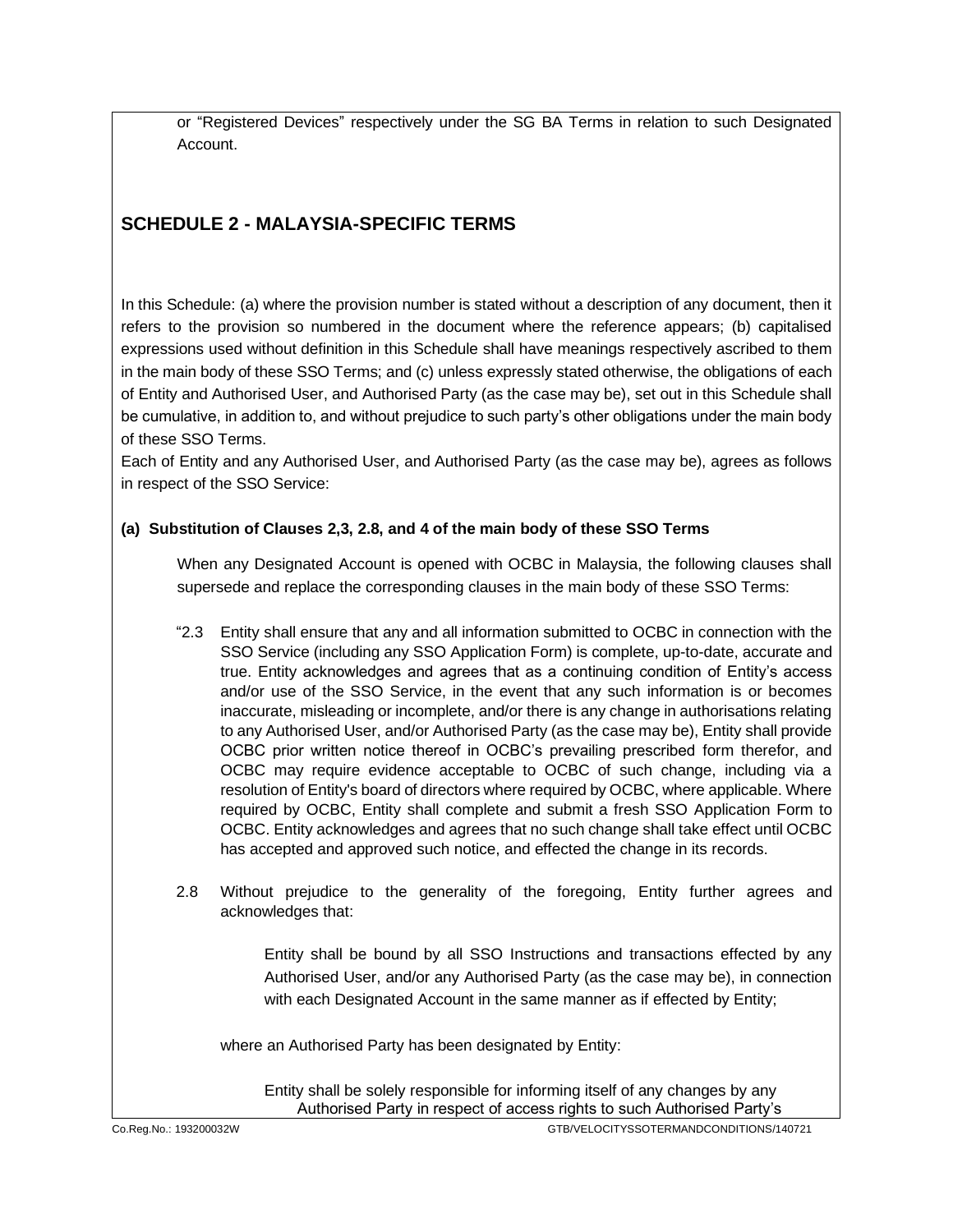or "Registered Devices" respectively under the SG BA Terms in relation to such Designated Account.

## SCHEDULE 2 - MALAYSIA-SPECIFIC TERMS

In this Schedule: (a) where the provision number is stated without a description of any document, then it refers to the provision so numbered in the document where the reference appears; (b) capitalised expressions used without definition in this Schedule shall have meanings respectively ascribed to them in the main body of these SSO Terms; and (c) unless expressly stated otherwise, the obligations of each of Entity and Authorised User, and Authorised Party (as the case may be), set out in this Schedule shall be cumulative, in addition to, and without prejudice to such party's other obligations under the main body of these SSO Terms.

Each of Entity and any Authorised User, and Authorised Party (as the case may be), agrees as follows in respect of the SSO Service:

**(a) Substitution of Clauses 2,3, 2.8, and 4 of the main body of these SSO Terms**

When any Designated Account is opened with OCBC in Malaysia, the following clauses shall supersede and replace the corresponding clauses in the main body of these SSO Terms:

"2.3 Entity shall ensure that any and all information submitted to OCBC in connection with the SSO Service (including any SSO Application Form) is complete, up-to-date, accurate and true. Entity acknowledges and agrees that as a continuing condition of Entity's access and/or use of the SSO Service, in the event that any such information is or becomes inaccurate, misleading or incomplete, and/or there is any change in authorisations relating to any Authorised User, and/or Authorised Party (as the case may be), Entity shall provide OCBC prior written notice thereof in OCBC's prevailing prescribed form therefor, and OCBC may require evidence acceptable to OCBC of such change, including via a resolution of Entity's board of directors where required by OCBC, where applicable. Where required by OCBC, Entity shall complete and submit a fresh SSO Application Form to OCBC. Entity acknowledges and agrees that no such change shall take effect until OCBC has accepted and approved such notice, and effected the change in its records.

2.8 Without prejudice to the generality of the foregoing, Entity further agrees and acknowledges that:

Entity shall be bound by all SSO Instructions and transactions effected by any Authorised User, and/or any Authorised Party (as the case may be), in connection with each Designated Account in the same manner as if effected by Entity;

where an Authorised Party has been designated by Entity:

Entity shall be solely responsible for informing itself of any changes by any Authorised Party in respect of access rights to such Authorised Party's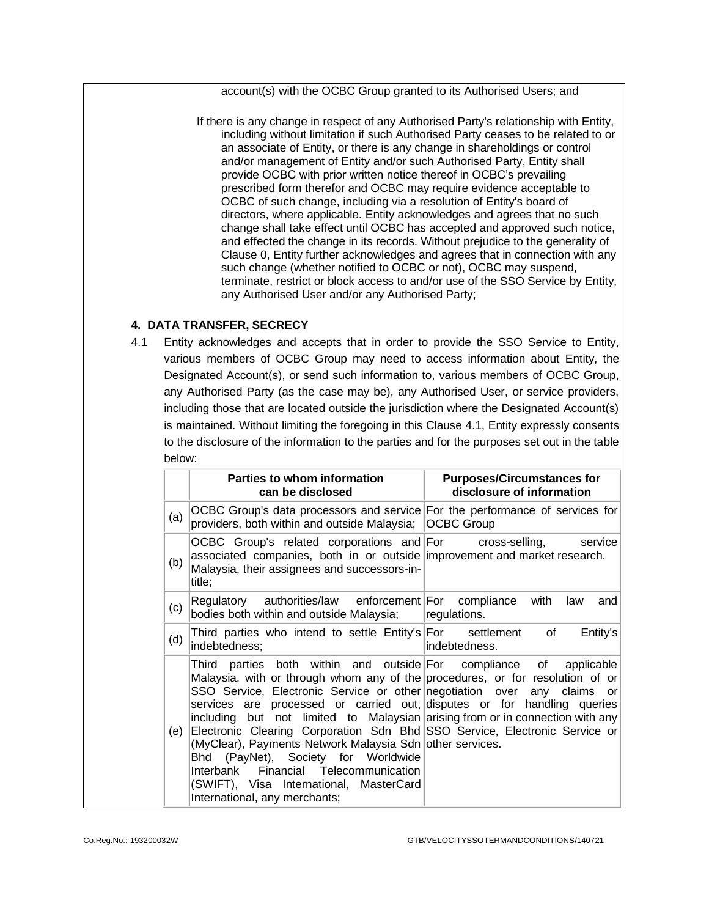account(s) with the OCBC Group granted to its Authorised Users; and

If there is any change in respect of any Authorised Party's relationship with Entity, including without limitation if such Authorised Party ceases to be related to or an associate of Entity, or there is any change in shareholdings or control and/or management of Entity and/or such Authorised Party, Entity shall provide OCBC with prior written notice thereof in OCBC's prevailing prescribed form therefor and OCBC may require evidence acceptable to OCBC of such change, including via a resolution of Entity's board of directors, where applicable. Entity acknowledges and agrees that no such change shall take effect until OCBC has accepted and approved such notice, and effected the change in its records. Without prejudice to the generality of Clause 0, Entity further acknowledges and agrees that in connection with any such change (whether notified to OCBC or not), OCBC may suspend, terminate, restrict or block access to and/or use of the SSO Service by Entity, any Authorised User and/or any Authorised Party;

## 4. DATA TRANSFER, SECRECY

4.1 Entity acknowledges and accepts that in order to provide the SSO Service to Entity, various members of OCBC Group may need to access information about Entity, the Designated Account(s), or send such information to, various members of OCBC Group, any Authorised Party (as the case may be), any Authorised User, or service providers, including those that are located outside the jurisdiction where the Designated Account(s) is maintained. Without limiting the foregoing in this Clause 4.1, Entity expressly consents to the disclosure of the information to the parties and for the purposes set out in the table below:

| | Parties to whom information can be disclosed | Purposes/Circumstances for disclosure of information |
|---|---|---|
| (a) | OCBC Group's data processors and service providers, both within and outside Malaysia; | For the performance of services for OCBC Group |
| (b) | OCBC Group's related corporations and associated companies, both in or outside Malaysia, their assignees and successors-in-title; | For cross-selling, service improvement and market research. |
| (c) | Regulatory authorities/law enforcement bodies both within and outside Malaysia; | For compliance with law and regulations. |
| (d) | Third parties who intend to settle Entity's indebtedness; | For settlement of Entity's indebtedness. |
| (e) | Third parties both within and outside Malaysia, with or through whom any of the SSO Service, Electronic Service or other services are processed or carried out, including but not limited to Malaysian Electronic Clearing Corporation Sdn Bhd (MyClear), Payments Network Malaysia Sdn Bhd (PayNet), Society for Worldwide Interbank Financial Telecommunication (SWIFT), Visa International, MasterCard International, any merchants; | For compliance of applicable procedures, or for resolution of or negotiation over any claims or disputes or for handling queries arising from or in connection with any SSO Service, Electronic Service or other services. |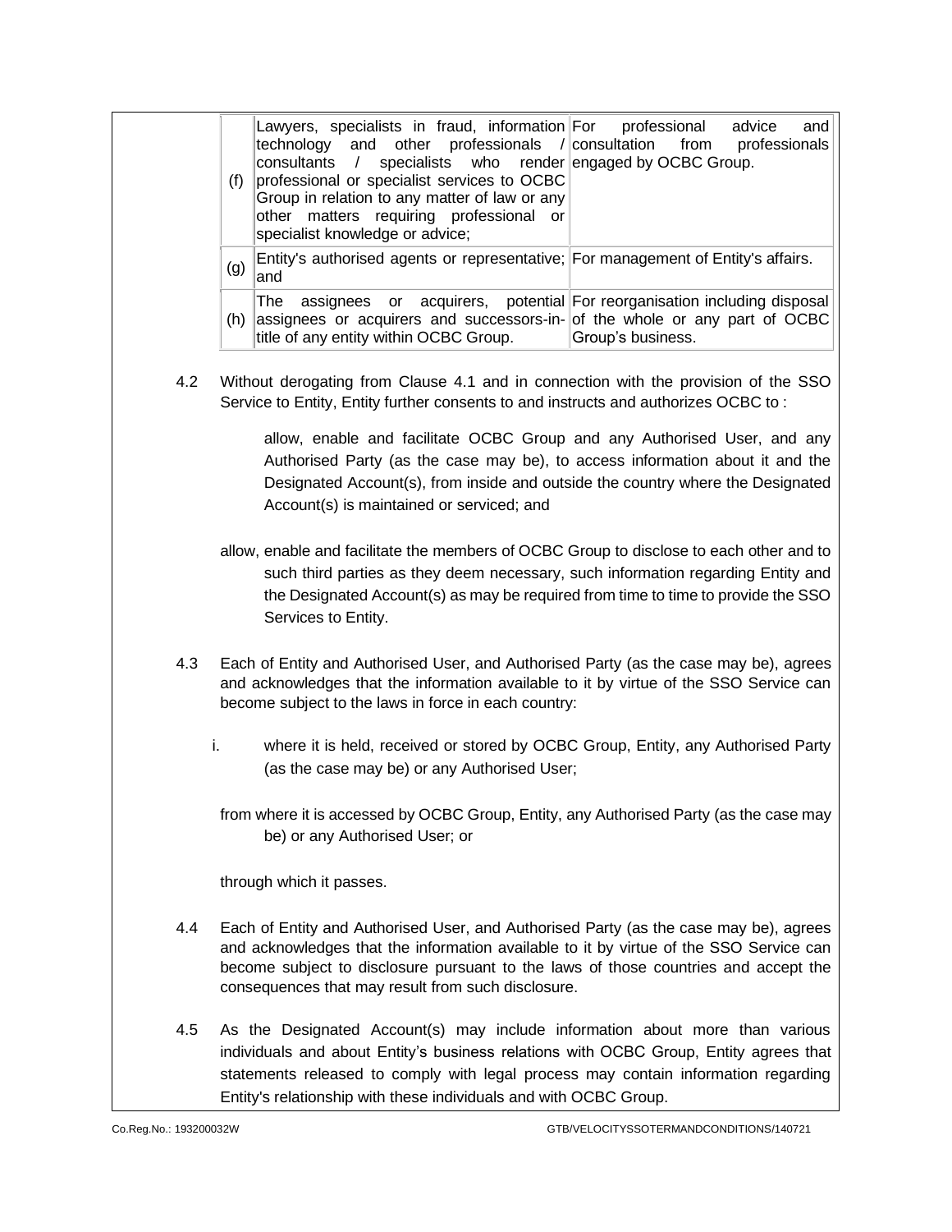| | | |
|---|---|---|
| (f) | Lawyers, specialists in fraud, information technology and other professionals / consultants / specialists who render professional or specialist services to OCBC Group in relation to any matter of law or any other matters requiring professional or specialist knowledge or advice; | For professional advice and consultation from professionals engaged by OCBC Group. |
| (g) | Entity's authorised agents or representative; and | For management of Entity's affairs. |
| (h) | The assignees or acquirers, potential assignees or acquirers and successors-in-title of any entity within OCBC Group. | For reorganisation including disposal of the whole or any part of OCBC Group's business. |

4.2 Without derogating from Clause 4.1 and in connection with the provision of the SSO Service to Entity, Entity further consents to and instructs and authorizes OCBC to :

allow, enable and facilitate OCBC Group and any Authorised User, and any Authorised Party (as the case may be), to access information about it and the Designated Account(s), from inside and outside the country where the Designated Account(s) is maintained or serviced; and

allow, enable and facilitate the members of OCBC Group to disclose to each other and to such third parties as they deem necessary, such information regarding Entity and the Designated Account(s) as may be required from time to time to provide the SSO Services to Entity.

4.3 Each of Entity and Authorised User, and Authorised Party (as the case may be), agrees and acknowledges that the information available to it by virtue of the SSO Service can become subject to the laws in force in each country:

i. where it is held, received or stored by OCBC Group, Entity, any Authorised Party (as the case may be) or any Authorised User;

from where it is accessed by OCBC Group, Entity, any Authorised Party (as the case may be) or any Authorised User; or

through which it passes.

4.4 Each of Entity and Authorised User, and Authorised Party (as the case may be), agrees and acknowledges that the information available to it by virtue of the SSO Service can become subject to disclosure pursuant to the laws of those countries and accept the consequences that may result from such disclosure.

4.5 As the Designated Account(s) may include information about more than various individuals and about Entity's business relations with OCBC Group, Entity agrees that statements released to comply with legal process may contain information regarding Entity's relationship with these individuals and with OCBC Group.

Co.Reg.No.: 193200032W GTB/VELOCITYSSOTERMANDCONDITIONS/140721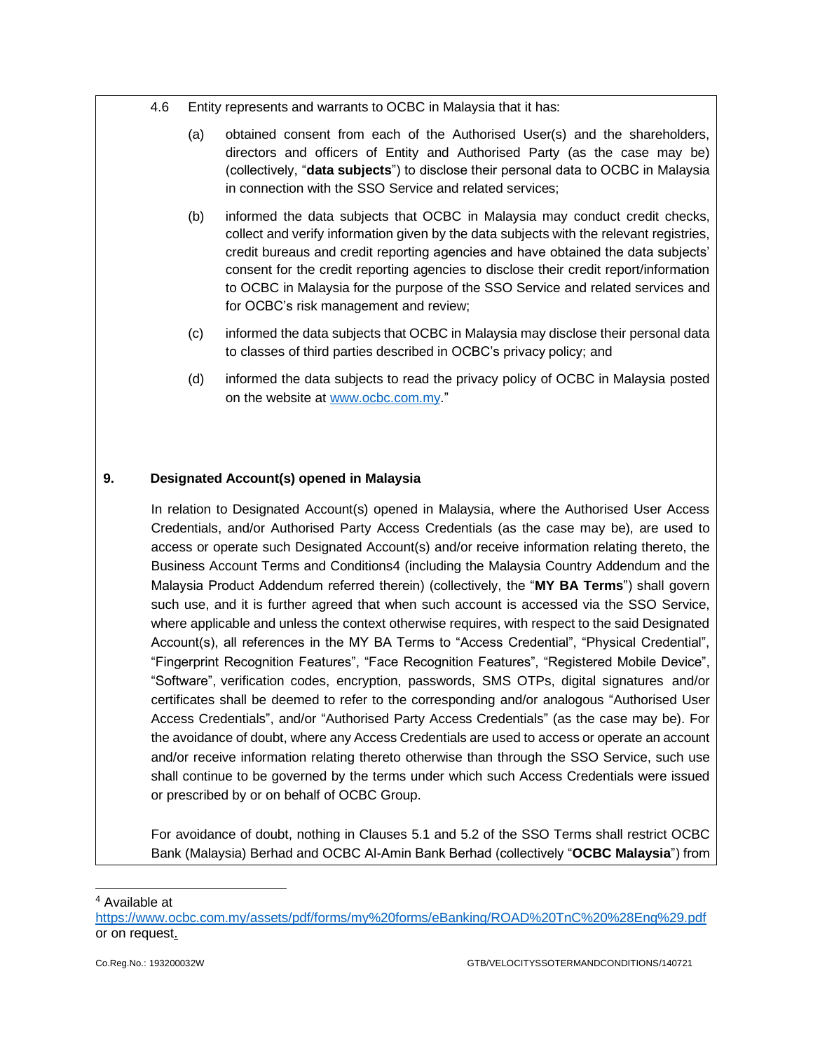4.6 Entity represents and warrants to OCBC in Malaysia that it has:

(a) obtained consent from each of the Authorised User(s) and the shareholders, directors and officers of Entity and Authorised Party (as the case may be) (collectively, "**data subjects**") to disclose their personal data to OCBC in Malaysia in connection with the SSO Service and related services;

(b) informed the data subjects that OCBC in Malaysia may conduct credit checks, collect and verify information given by the data subjects with the relevant registries, credit bureaus and credit reporting agencies and have obtained the data subjects' consent for the credit reporting agencies to disclose their credit report/information to OCBC in Malaysia for the purpose of the SSO Service and related services and for OCBC's risk management and review;

(c) informed the data subjects that OCBC in Malaysia may disclose their personal data to classes of third parties described in OCBC's privacy policy; and

(d) informed the data subjects to read the privacy policy of OCBC in Malaysia posted on the website at www.ocbc.com.my."

**9. Designated Account(s) opened in Malaysia**

In relation to Designated Account(s) opened in Malaysia, where the Authorised User Access Credentials, and/or Authorised Party Access Credentials (as the case may be), are used to access or operate such Designated Account(s) and/or receive information relating thereto, the Business Account Terms and Conditions[4] (including the Malaysia Country Addendum and the Malaysia Product Addendum referred therein) (collectively, the "**MY BA Terms**") shall govern such use, and it is further agreed that when such account is accessed via the SSO Service, where applicable and unless the context otherwise requires, with respect to the said Designated Account(s), all references in the MY BA Terms to "Access Credential", "Physical Credential", "Fingerprint Recognition Features", "Face Recognition Features", "Registered Mobile Device", "Software", verification codes, encryption, passwords, SMS OTPs, digital signatures and/or certificates shall be deemed to refer to the corresponding and/or analogous "Authorised User Access Credentials", and/or "Authorised Party Access Credentials" (as the case may be). For the avoidance of doubt, where any Access Credentials are used to access or operate an account and/or receive information relating thereto otherwise than through the SSO Service, such use shall continue to be governed by the terms under which such Access Credentials were issued or prescribed by or on behalf of OCBC Group.

For avoidance of doubt, nothing in Clauses 5.1 and 5.2 of the SSO Terms shall restrict OCBC Bank (Malaysia) Berhad and OCBC Al-Amin Bank Berhad (collectively "**OCBC Malaysia**") from

---

[4] Available at https://www.ocbc.com.my/assets/pdf/forms/my%20forms/eBanking/ROAD%20TnC%20%28Eng%29.pdf or on request.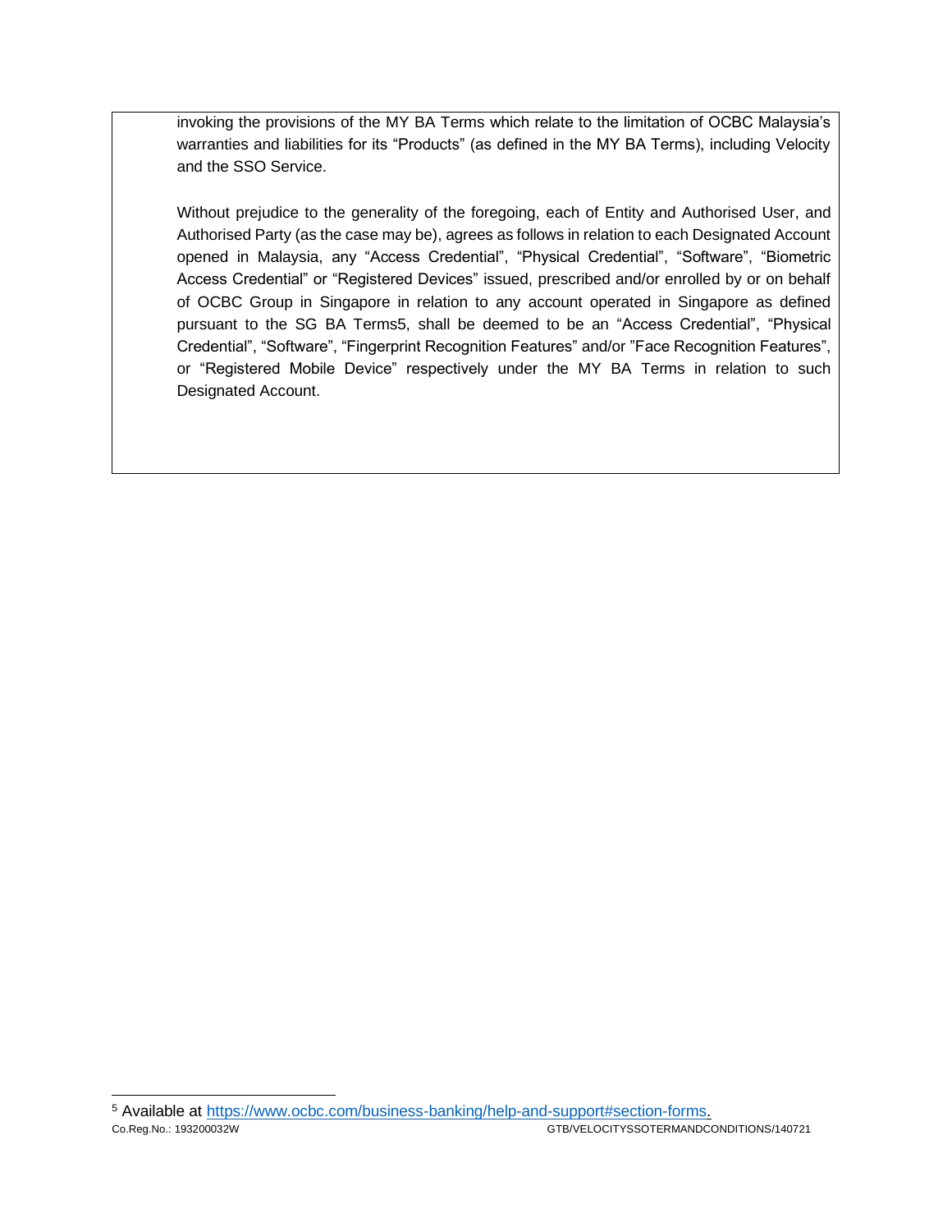invoking the provisions of the MY BA Terms which relate to the limitation of OCBC Malaysia's warranties and liabilities for its "Products" (as defined in the MY BA Terms), including Velocity and the SSO Service.

Without prejudice to the generality of the foregoing, each of Entity and Authorised User, and Authorised Party (as the case may be), agrees as follows in relation to each Designated Account opened in Malaysia, any "Access Credential", "Physical Credential", "Software", "Biometric Access Credential" or "Registered Devices" issued, prescribed and/or enrolled by or on behalf of OCBC Group in Singapore in relation to any account operated in Singapore as defined pursuant to the SG BA Terms[5], shall be deemed to be an "Access Credential", "Physical Credential", "Software", "Fingerprint Recognition Features" and/or "Face Recognition Features", or "Registered Mobile Device" respectively under the MY BA Terms in relation to such Designated Account.

[5] Available at https://www.ocbc.com/business-banking/help-and-support#section-forms.

Co.Reg.No.: 193200032W GTB/VELOCITYSSOTERMANDCONDITIONS/140721